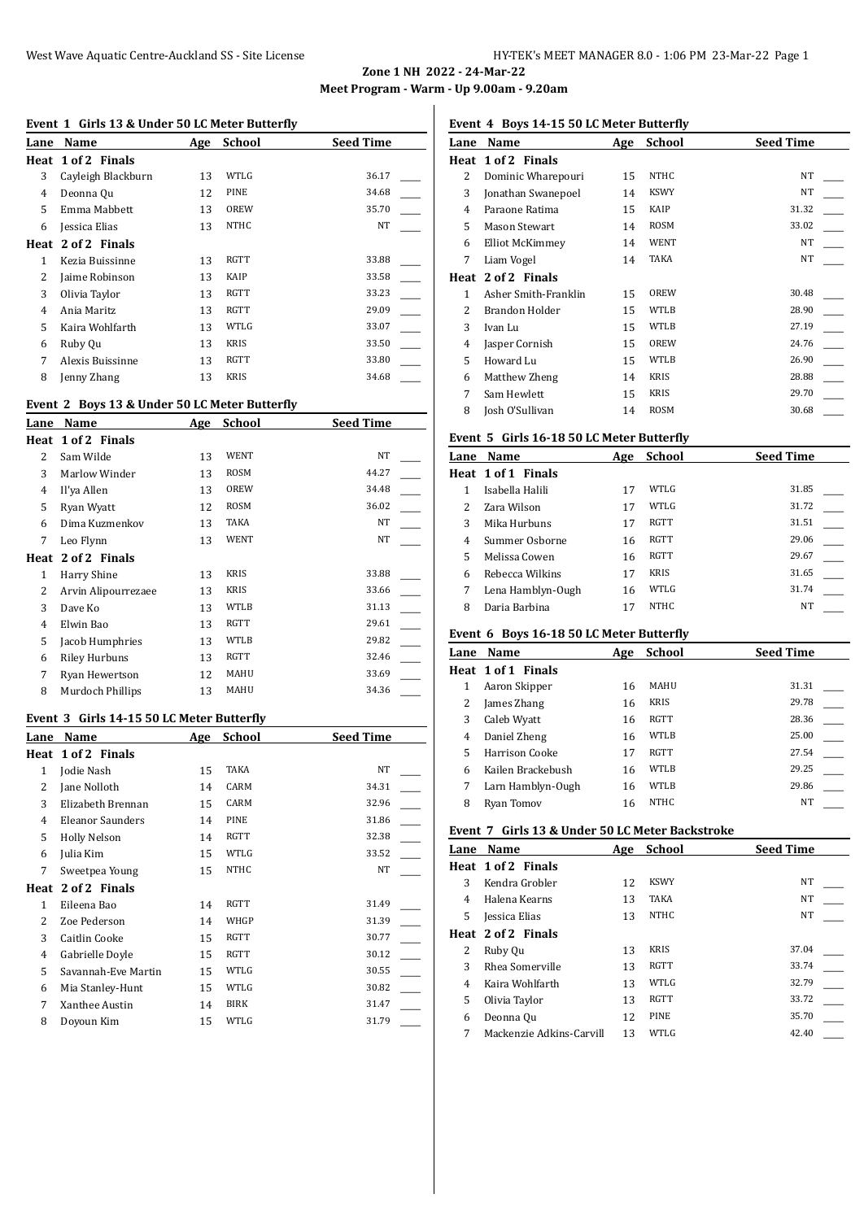**Zone 1 NH 2022 - 24-Mar-22**

**Meet Program - Warm - Up 9.00am - 9.20am**

### Event 1 Girls 13 & Under 50 LC Meter Butterfly

| Lane | Name | Age | School | Seed Time |
|---|---|---|---|---|
| **Heat 1 of 2 Finals** | | | | |
| 3 | Cayleigh Blackburn | 13 | WTLG | 36.17 |
| 4 | Deonna Qu | 12 | PINE | 34.68 |
| 5 | Emma Mabbett | 13 | OREW | 35.70 |
| 6 | Jessica Elias | 13 | NTHC | NT |
| **Heat 2 of 2 Finals** | | | | |
| 1 | Kezia Buissinne | 13 | RGTT | 33.88 |
| 2 | Jaime Robinson | 13 | KAIP | 33.58 |
| 3 | Olivia Taylor | 13 | RGTT | 33.23 |
| 4 | Ania Maritz | 13 | RGTT | 29.09 |
| 5 | Kaira Wohlfarth | 13 | WTLG | 33.07 |
| 6 | Ruby Qu | 13 | KRIS | 33.50 |
| 7 | Alexis Buissinne | 13 | RGTT | 33.80 |
| 8 | Jenny Zhang | 13 | KRIS | 34.68 |

### Event 2 Boys 13 & Under 50 LC Meter Butterfly

| Lane | Name | Age | School | Seed Time |
|---|---|---|---|---|
| **Heat 1 of 2 Finals** | | | | |
| 2 | Sam Wilde | 13 | WENT | NT |
| 3 | Marlow Winder | 13 | ROSM | 44.27 |
| 4 | Il'ya Allen | 13 | OREW | 34.48 |
| 5 | Ryan Wyatt | 12 | ROSM | 36.02 |
| 6 | Dima Kuzmenkov | 13 | TAKA | NT |
| 7 | Leo Flynn | 13 | WENT | NT |
| **Heat 2 of 2 Finals** | | | | |
| 1 | Harry Shine | 13 | KRIS | 33.88 |
| 2 | Arvin Alipourrezaee | 13 | KRIS | 33.66 |
| 3 | Dave Ko | 13 | WTLB | 31.13 |
| 4 | Elwin Bao | 13 | RGTT | 29.61 |
| 5 | Jacob Humphries | 13 | WTLB | 29.82 |
| 6 | Riley Hurbuns | 13 | RGTT | 32.46 |
| 7 | Ryan Hewertson | 12 | MAHU | 33.69 |
| 8 | Murdoch Phillips | 13 | MAHU | 34.36 |

### Event 3 Girls 14-15 50 LC Meter Butterfly

| Lane | Name | Age | School | Seed Time |
|---|---|---|---|---|
| **Heat 1 of 2 Finals** | | | | |
| 1 | Jodie Nash | 15 | TAKA | NT |
| 2 | Jane Nolloth | 14 | CARM | 34.31 |
| 3 | Elizabeth Brennan | 15 | CARM | 32.96 |
| 4 | Eleanor Saunders | 14 | PINE | 31.86 |
| 5 | Holly Nelson | 14 | RGTT | 32.38 |
| 6 | Julia Kim | 15 | WTLG | 33.52 |
| 7 | Sweetpea Young | 15 | NTHC | NT |
| **Heat 2 of 2 Finals** | | | | |
| 1 | Eileena Bao | 14 | RGTT | 31.49 |
| 2 | Zoe Pederson | 14 | WHGP | 31.39 |
| 3 | Caitlin Cooke | 15 | RGTT | 30.77 |
| 4 | Gabrielle Doyle | 15 | RGTT | 30.12 |
| 5 | Savannah-Eve Martin | 15 | WTLG | 30.55 |
| 6 | Mia Stanley-Hunt | 15 | WTLG | 30.82 |
| 7 | Xanthee Austin | 14 | BIRK | 31.47 |
| 8 | Doyoun Kim | 15 | WTLG | 31.79 |

### Event 4 Boys 14-15 50 LC Meter Butterfly

| Lane | Name | Age | School | Seed Time |
|---|---|---|---|---|
| **Heat 1 of 2 Finals** | | | | |
| 2 | Dominic Wharepouri | 15 | NTHC | NT |
| 3 | Jonathan Swanepoel | 14 | KSWY | NT |
| 4 | Paraone Ratima | 15 | KAIP | 31.32 |
| 5 | Mason Stewart | 14 | ROSM | 33.02 |
| 6 | Elliot McKimmey | 14 | WENT | NT |
| 7 | Liam Vogel | 14 | TAKA | NT |
| **Heat 2 of 2 Finals** | | | | |
| 1 | Asher Smith-Franklin | 15 | OREW | 30.48 |
| 2 | Brandon Holder | 15 | WTLB | 28.90 |
| 3 | Ivan Lu | 15 | WTLB | 27.19 |
| 4 | Jasper Cornish | 15 | OREW | 24.76 |
| 5 | Howard Lu | 15 | WTLB | 26.90 |
| 6 | Matthew Zheng | 14 | KRIS | 28.88 |
| 7 | Sam Hewlett | 15 | KRIS | 29.70 |
| 8 | Josh O'Sullivan | 14 | ROSM | 30.68 |

### Event 5 Girls 16-18 50 LC Meter Butterfly

| Lane | Name | Age | School | Seed Time |
|---|---|---|---|---|
| **Heat 1 of 1 Finals** | | | | |
| 1 | Isabella Halili | 17 | WTLG | 31.85 |
| 2 | Zara Wilson | 17 | WTLG | 31.72 |
| 3 | Mika Hurbuns | 17 | RGTT | 31.51 |
| 4 | Summer Osborne | 16 | RGTT | 29.06 |
| 5 | Melissa Cowen | 16 | RGTT | 29.67 |
| 6 | Rebecca Wilkins | 17 | KRIS | 31.65 |
| 7 | Lena Hamblyn-Ough | 16 | WTLG | 31.74 |
| 8 | Daria Barbina | 17 | NTHC | NT |

### Event 6 Boys 16-18 50 LC Meter Butterfly

| Lane | Name | Age | School | Seed Time |
|---|---|---|---|---|
| **Heat 1 of 1 Finals** | | | | |
| 1 | Aaron Skipper | 16 | MAHU | 31.31 |
| 2 | James Zhang | 16 | KRIS | 29.78 |
| 3 | Caleb Wyatt | 16 | RGTT | 28.36 |
| 4 | Daniel Zheng | 16 | WTLB | 25.00 |
| 5 | Harrison Cooke | 17 | RGTT | 27.54 |
| 6 | Kailen Brackebush | 16 | WTLB | 29.25 |
| 7 | Larn Hamblyn-Ough | 16 | WTLB | 29.86 |
| 8 | Ryan Tomov | 16 | NTHC | NT |

### Event 7 Girls 13 & Under 50 LC Meter Backstroke

| Lane | Name | Age | School | Seed Time |
|---|---|---|---|---|
| **Heat 1 of 2 Finals** | | | | |
| 3 | Kendra Grobler | 12 | KSWY | NT |
| 4 | Halena Kearns | 13 | TAKA | NT |
| 5 | Jessica Elias | 13 | NTHC | NT |
| **Heat 2 of 2 Finals** | | | | |
| 2 | Ruby Qu | 13 | KRIS | 37.04 |
| 3 | Rhea Somerville | 13 | RGTT | 33.74 |
| 4 | Kaira Wohlfarth | 13 | WTLG | 32.79 |
| 5 | Olivia Taylor | 13 | RGTT | 33.72 |
| 6 | Deonna Qu | 12 | PINE | 35.70 |
| 7 | Mackenzie Adkins-Carvill | 13 | WTLG | 42.40 |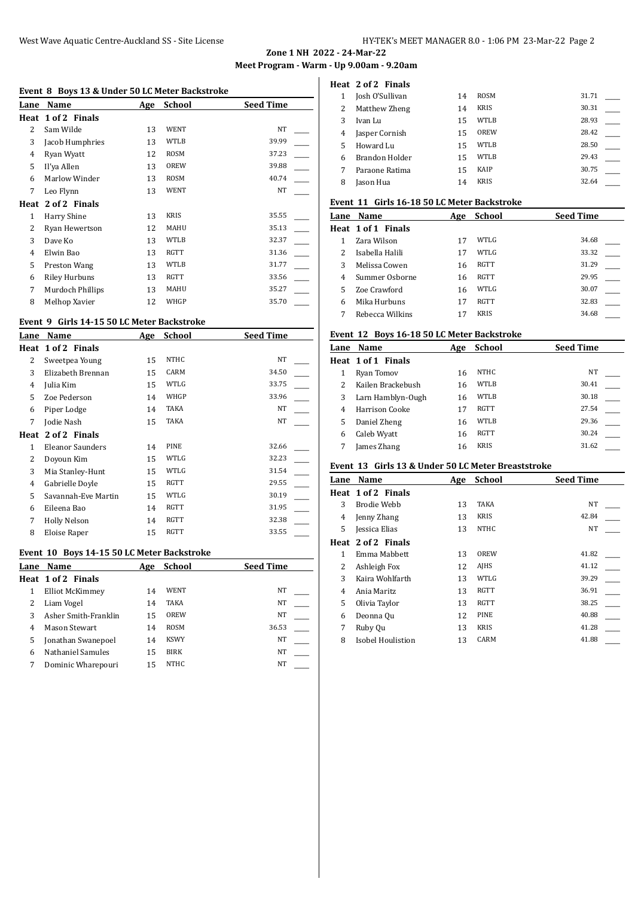**Zone 1 NH 2022 - 24-Mar-22**

**Meet Program - Warm - Up 9.00am - 9.20am**

### Event 8 Boys 13 & Under 50 LC Meter Backstroke

| Lane | Name | Age | School | Seed Time |
|---|---|---|---|---|
| **Heat 1 of 2 Finals** | | | | |
| 2 | Sam Wilde | 13 | WENT | NT |
| 3 | Jacob Humphries | 13 | WTLB | 39.99 |
| 4 | Ryan Wyatt | 12 | ROSM | 37.23 |
| 5 | Il'ya Allen | 13 | OREW | 39.88 |
| 6 | Marlow Winder | 13 | ROSM | 40.74 |
| 7 | Leo Flynn | 13 | WENT | NT |
| **Heat 2 of 2 Finals** | | | | |
| 1 | Harry Shine | 13 | KRIS | 35.55 |
| 2 | Ryan Hewertson | 12 | MAHU | 35.13 |
| 3 | Dave Ko | 13 | WTLB | 32.37 |
| 4 | Elwin Bao | 13 | RGTT | 31.36 |
| 5 | Preston Wang | 13 | WTLB | 31.77 |
| 6 | Riley Hurbuns | 13 | RGTT | 33.56 |
| 7 | Murdoch Phillips | 13 | MAHU | 35.27 |
| 8 | Melhop Xavier | 12 | WHGP | 35.70 |

### Event 9 Girls 14-15 50 LC Meter Backstroke

| Lane | Name | Age | School | Seed Time |
|---|---|---|---|---|
| **Heat 1 of 2 Finals** | | | | |
| 2 | Sweetpea Young | 15 | NTHC | NT |
| 3 | Elizabeth Brennan | 15 | CARM | 34.50 |
| 4 | Julia Kim | 15 | WTLG | 33.75 |
| 5 | Zoe Pederson | 14 | WHGP | 33.96 |
| 6 | Piper Lodge | 14 | TAKA | NT |
| 7 | Jodie Nash | 15 | TAKA | NT |
| **Heat 2 of 2 Finals** | | | | |
| 1 | Eleanor Saunders | 14 | PINE | 32.66 |
| 2 | Doyoun Kim | 15 | WTLG | 32.23 |
| 3 | Mia Stanley-Hunt | 15 | WTLG | 31.54 |
| 4 | Gabrielle Doyle | 15 | RGTT | 29.55 |
| 5 | Savannah-Eve Martin | 15 | WTLG | 30.19 |
| 6 | Eileena Bao | 14 | RGTT | 31.95 |
| 7 | Holly Nelson | 14 | RGTT | 32.38 |
| 8 | Eloise Raper | 15 | RGTT | 33.55 |

### Event 10 Boys 14-15 50 LC Meter Backstroke

| Lane | Name | Age | School | Seed Time |
|---|---|---|---|---|
| **Heat 1 of 2 Finals** | | | | |
| 1 | Elliot McKimmey | 14 | WENT | NT |
| 2 | Liam Vogel | 14 | TAKA | NT |
| 3 | Asher Smith-Franklin | 15 | OREW | NT |
| 4 | Mason Stewart | 14 | ROSM | 36.53 |
| 5 | Jonathan Swanepoel | 14 | KSWY | NT |
| 6 | Nathaniel Samules | 15 | BIRK | NT |
| 7 | Dominic Wharepouri | 15 | NTHC | NT |
| **Heat 2 of 2 Finals** | | | | |
| 1 | Josh O'Sullivan | 14 | ROSM | 31.71 |
| 2 | Matthew Zheng | 14 | KRIS | 30.31 |
| 3 | Ivan Lu | 15 | WTLB | 28.93 |
| 4 | Jasper Cornish | 15 | OREW | 28.42 |
| 5 | Howard Lu | 15 | WTLB | 28.50 |
| 6 | Brandon Holder | 15 | WTLB | 29.43 |
| 7 | Paraone Ratima | 15 | KAIP | 30.75 |
| 8 | Jason Hua | 14 | KRIS | 32.64 |

### Event 11 Girls 16-18 50 LC Meter Backstroke

| Lane | Name | Age | School | Seed Time |
|---|---|---|---|---|
| **Heat 1 of 1 Finals** | | | | |
| 1 | Zara Wilson | 17 | WTLG | 34.68 |
| 2 | Isabella Halili | 17 | WTLG | 33.32 |
| 3 | Melissa Cowen | 16 | RGTT | 31.29 |
| 4 | Summer Osborne | 16 | RGTT | 29.95 |
| 5 | Zoe Crawford | 16 | WTLG | 30.07 |
| 6 | Mika Hurbuns | 17 | RGTT | 32.83 |
| 7 | Rebecca Wilkins | 17 | KRIS | 34.68 |

### Event 12 Boys 16-18 50 LC Meter Backstroke

| Lane | Name | Age | School | Seed Time |
|---|---|---|---|---|
| **Heat 1 of 1 Finals** | | | | |
| 1 | Ryan Tomov | 16 | NTHC | NT |
| 2 | Kailen Brackebush | 16 | WTLB | 30.41 |
| 3 | Larn Hamblyn-Ough | 16 | WTLB | 30.18 |
| 4 | Harrison Cooke | 17 | RGTT | 27.54 |
| 5 | Daniel Zheng | 16 | WTLB | 29.36 |
| 6 | Caleb Wyatt | 16 | RGTT | 30.24 |
| 7 | James Zhang | 16 | KRIS | 31.62 |

### Event 13 Girls 13 & Under 50 LC Meter Breaststroke

| Lane | Name | Age | School | Seed Time |
|---|---|---|---|---|
| **Heat 1 of 2 Finals** | | | | |
| 3 | Brodie Webb | 13 | TAKA | NT |
| 4 | Jenny Zhang | 13 | KRIS | 42.84 |
| 5 | Jessica Elias | 13 | NTHC | NT |
| **Heat 2 of 2 Finals** | | | | |
| 1 | Emma Mabbett | 13 | OREW | 41.82 |
| 2 | Ashleigh Fox | 12 | AJHS | 41.12 |
| 3 | Kaira Wohlfarth | 13 | WTLG | 39.29 |
| 4 | Ania Maritz | 13 | RGTT | 36.91 |
| 5 | Olivia Taylor | 13 | RGTT | 38.25 |
| 6 | Deonna Qu | 12 | PINE | 40.88 |
| 7 | Ruby Qu | 13 | KRIS | 41.28 |
| 8 | Isobel Houlistion | 13 | CARM | 41.88 |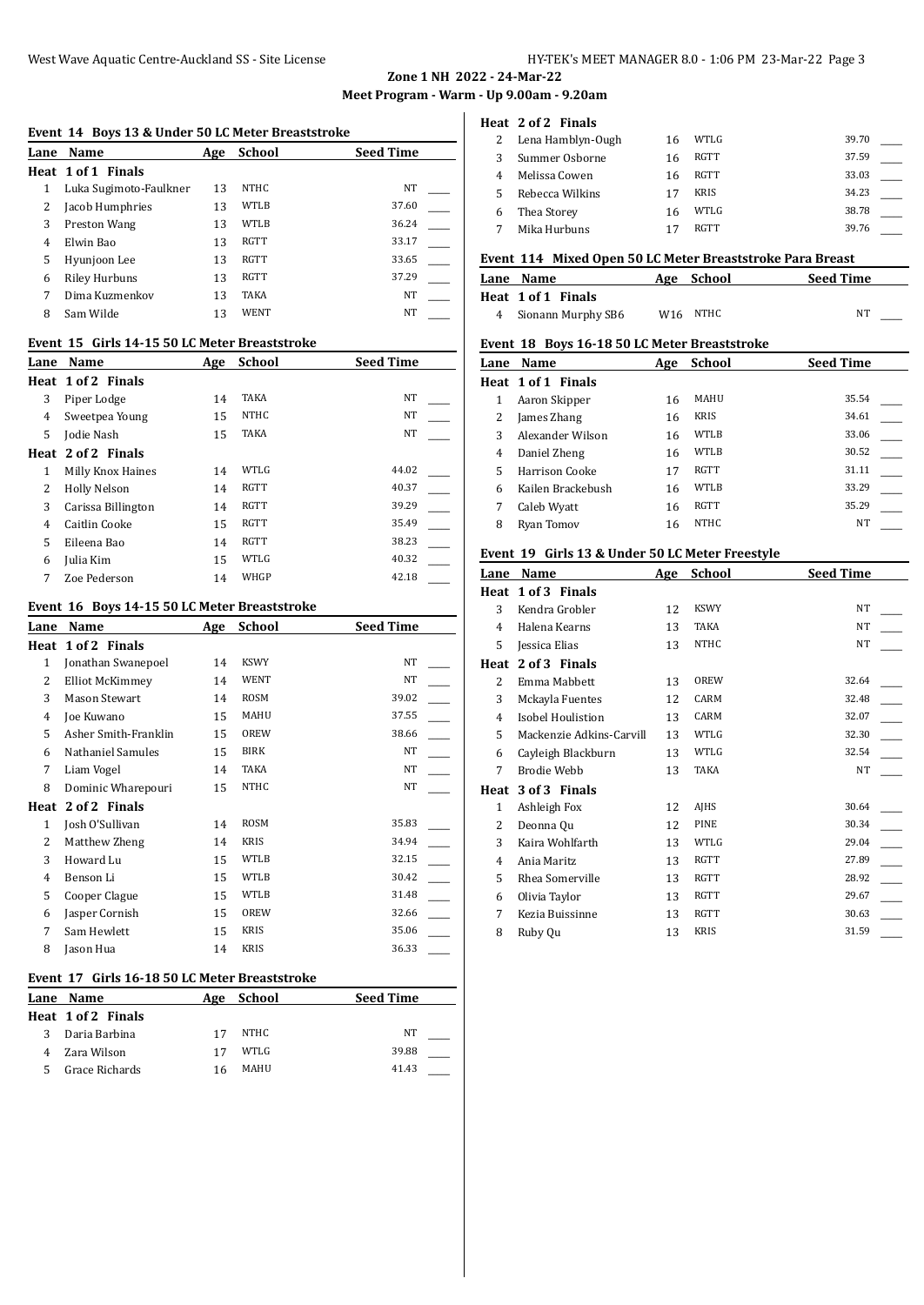## Zone 1 NH 2022 - 24-Mar-22

### Meet Program - Warm - Up 9.00am - 9.20am

#### Event 14 Boys 13 & Under 50 LC Meter Breaststroke

| Lane | Name | Age | School | Seed Time |
|---|---|---|---|---|
| **Heat 1 of 1 Finals** | | | | |
| 1 | Luka Sugimoto-Faulkner | 13 | NTHC | NT |
| 2 | Jacob Humphries | 13 | WTLB | 37.60 |
| 3 | Preston Wang | 13 | WTLB | 36.24 |
| 4 | Elwin Bao | 13 | RGTT | 33.17 |
| 5 | Hyunjoon Lee | 13 | RGTT | 33.65 |
| 6 | Riley Hurbuns | 13 | RGTT | 37.29 |
| 7 | Dima Kuzmenkov | 13 | TAKA | NT |
| 8 | Sam Wilde | 13 | WENT | NT |

#### Event 15 Girls 14-15 50 LC Meter Breaststroke

| Lane | Name | Age | School | Seed Time |
|---|---|---|---|---|
| **Heat 1 of 2 Finals** | | | | |
| 3 | Piper Lodge | 14 | TAKA | NT |
| 4 | Sweetpea Young | 15 | NTHC | NT |
| 5 | Jodie Nash | 15 | TAKA | NT |
| **Heat 2 of 2 Finals** | | | | |
| 1 | Milly Knox Haines | 14 | WTLG | 44.02 |
| 2 | Holly Nelson | 14 | RGTT | 40.37 |
| 3 | Carissa Billington | 14 | RGTT | 39.29 |
| 4 | Caitlin Cooke | 15 | RGTT | 35.49 |
| 5 | Eileena Bao | 14 | RGTT | 38.23 |
| 6 | Julia Kim | 15 | WTLG | 40.32 |
| 7 | Zoe Pederson | 14 | WHGP | 42.18 |

#### Event 16 Boys 14-15 50 LC Meter Breaststroke

| Lane | Name | Age | School | Seed Time |
|---|---|---|---|---|
| **Heat 1 of 2 Finals** | | | | |
| 1 | Jonathan Swanepoel | 14 | KSWY | NT |
| 2 | Elliot McKimmey | 14 | WENT | NT |
| 3 | Mason Stewart | 14 | ROSM | 39.02 |
| 4 | Joe Kuwano | 15 | MAHU | 37.55 |
| 5 | Asher Smith-Franklin | 15 | OREW | 38.66 |
| 6 | Nathaniel Samules | 15 | BIRK | NT |
| 7 | Liam Vogel | 14 | TAKA | NT |
| 8 | Dominic Wharepouri | 15 | NTHC | NT |
| **Heat 2 of 2 Finals** | | | | |
| 1 | Josh O'Sullivan | 14 | ROSM | 35.83 |
| 2 | Matthew Zheng | 14 | KRIS | 34.94 |
| 3 | Howard Lu | 15 | WTLB | 32.15 |
| 4 | Benson Li | 15 | WTLB | 30.42 |
| 5 | Cooper Clague | 15 | WTLB | 31.48 |
| 6 | Jasper Cornish | 15 | OREW | 32.66 |
| 7 | Sam Hewlett | 15 | KRIS | 35.06 |
| 8 | Jason Hua | 14 | KRIS | 36.33 |

#### Event 17 Girls 16-18 50 LC Meter Breaststroke

| Lane | Name | Age | School | Seed Time |
|---|---|---|---|---|
| **Heat 1 of 2 Finals** | | | | |
| 3 | Daria Barbina | 17 | NTHC | NT |
| 4 | Zara Wilson | 17 | WTLG | 39.88 |
| 5 | Grace Richards | 16 | MAHU | 41.43 |
| **Heat 2 of 2 Finals** | | | | |
| 2 | Lena Hamblyn-Ough | 16 | WTLG | 39.70 |
| 3 | Summer Osborne | 16 | RGTT | 37.59 |
| 4 | Melissa Cowen | 16 | RGTT | 33.03 |
| 5 | Rebecca Wilkins | 17 | KRIS | 34.23 |
| 6 | Thea Storey | 16 | WTLG | 38.78 |
| 7 | Mika Hurbuns | 17 | RGTT | 39.76 |

#### Event 114 Mixed Open 50 LC Meter Breaststroke Para Breast

| Lane | Name | Age | School | Seed Time |
|---|---|---|---|---|
| **Heat 1 of 1 Finals** | | | | |
| 4 | Sionann Murphy SB6 | W16 | NTHC | NT |

#### Event 18 Boys 16-18 50 LC Meter Breaststroke

| Lane | Name | Age | School | Seed Time |
|---|---|---|---|---|
| **Heat 1 of 1 Finals** | | | | |
| 1 | Aaron Skipper | 16 | MAHU | 35.54 |
| 2 | James Zhang | 16 | KRIS | 34.61 |
| 3 | Alexander Wilson | 16 | WTLB | 33.06 |
| 4 | Daniel Zheng | 16 | WTLB | 30.52 |
| 5 | Harrison Cooke | 17 | RGTT | 31.11 |
| 6 | Kailen Brackebush | 16 | WTLB | 33.29 |
| 7 | Caleb Wyatt | 16 | RGTT | 35.29 |
| 8 | Ryan Tomov | 16 | NTHC | NT |

#### Event 19 Girls 13 & Under 50 LC Meter Freestyle

| Lane | Name | Age | School | Seed Time |
|---|---|---|---|---|
| **Heat 1 of 3 Finals** | | | | |
| 3 | Kendra Grobler | 12 | KSWY | NT |
| 4 | Halena Kearns | 13 | TAKA | NT |
| 5 | Jessica Elias | 13 | NTHC | NT |
| **Heat 2 of 3 Finals** | | | | |
| 2 | Emma Mabbett | 13 | OREW | 32.64 |
| 3 | Mckayla Fuentes | 12 | CARM | 32.48 |
| 4 | Isobel Houlistion | 13 | CARM | 32.07 |
| 5 | Mackenzie Adkins-Carvill | 13 | WTLG | 32.30 |
| 6 | Cayleigh Blackburn | 13 | WTLG | 32.54 |
| 7 | Brodie Webb | 13 | TAKA | NT |
| **Heat 3 of 3 Finals** | | | | |
| 1 | Ashleigh Fox | 12 | AJHS | 30.64 |
| 2 | Deonna Qu | 12 | PINE | 30.34 |
| 3 | Kaira Wohlfarth | 13 | WTLG | 29.04 |
| 4 | Ania Maritz | 13 | RGTT | 27.89 |
| 5 | Rhea Somerville | 13 | RGTT | 28.92 |
| 6 | Olivia Taylor | 13 | RGTT | 29.67 |
| 7 | Kezia Buissinne | 13 | RGTT | 30.63 |
| 8 | Ruby Qu | 13 | KRIS | 31.59 |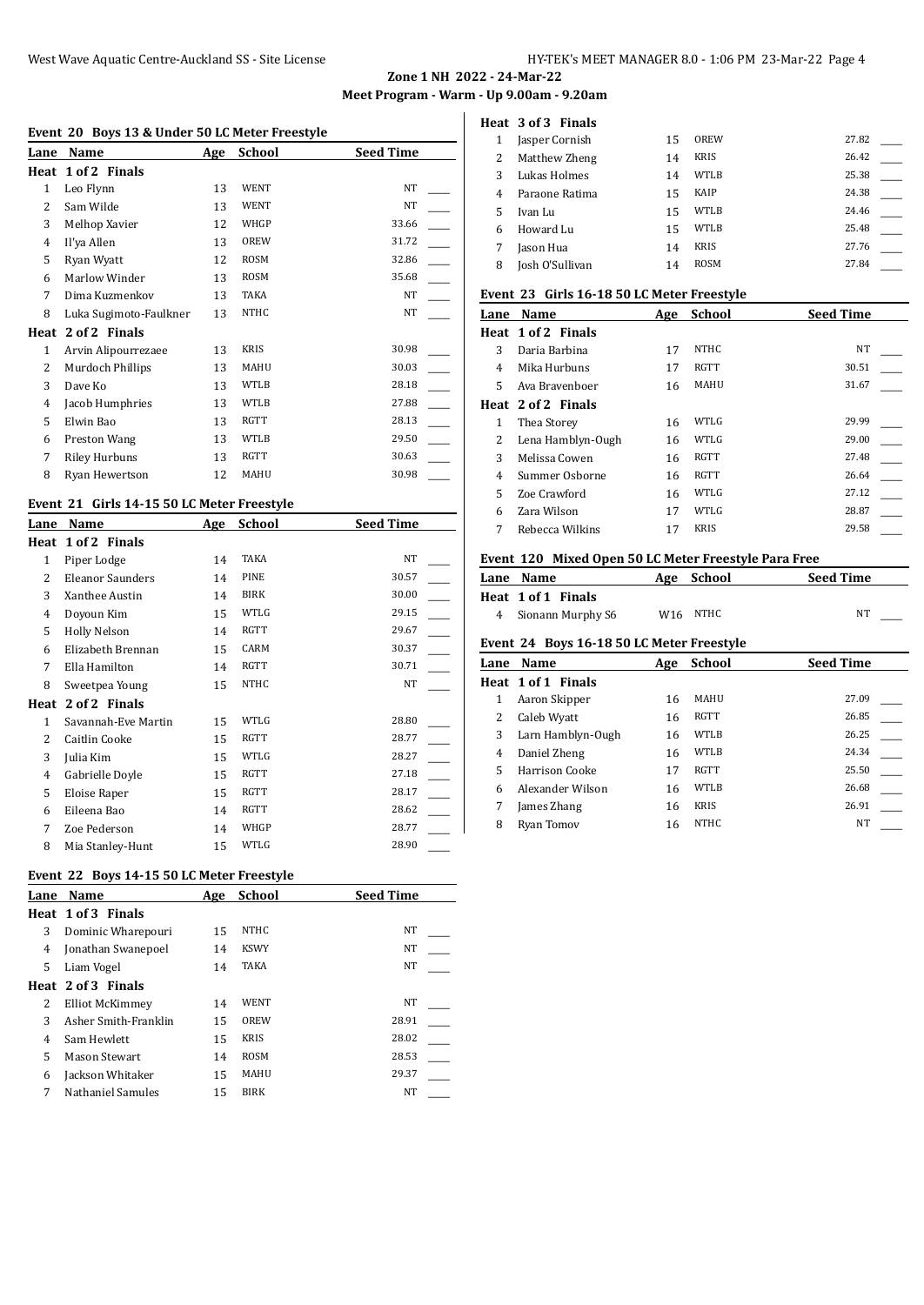**Zone 1 NH 2022 - 24-Mar-22**

**Meet Program - Warm - Up 9.00am - 9.20am**

### Event 20 Boys 13 & Under 50 LC Meter Freestyle

| Lane | Name | Age | School | Seed Time |
|---|---|---|---|---|
| **Heat 1 of 2 Finals** | | | | |
| 1 | Leo Flynn | 13 | WENT | NT |
| 2 | Sam Wilde | 13 | WENT | NT |
| 3 | Melhop Xavier | 12 | WHGP | 33.66 |
| 4 | Il'ya Allen | 13 | OREW | 31.72 |
| 5 | Ryan Wyatt | 12 | ROSM | 32.86 |
| 6 | Marlow Winder | 13 | ROSM | 35.68 |
| 7 | Dima Kuzmenkov | 13 | TAKA | NT |
| 8 | Luka Sugimoto-Faulkner | 13 | NTHC | NT |
| **Heat 2 of 2 Finals** | | | | |
| 1 | Arvin Alipourrezaee | 13 | KRIS | 30.98 |
| 2 | Murdoch Phillips | 13 | MAHU | 30.03 |
| 3 | Dave Ko | 13 | WTLB | 28.18 |
| 4 | Jacob Humphries | 13 | WTLB | 27.88 |
| 5 | Elwin Bao | 13 | RGTT | 28.13 |
| 6 | Preston Wang | 13 | WTLB | 29.50 |
| 7 | Riley Hurbuns | 13 | RGTT | 30.63 |
| 8 | Ryan Hewertson | 12 | MAHU | 30.98 |

### Event 21 Girls 14-15 50 LC Meter Freestyle

| Lane | Name | Age | School | Seed Time |
|---|---|---|---|---|
| **Heat 1 of 2 Finals** | | | | |
| 1 | Piper Lodge | 14 | TAKA | NT |
| 2 | Eleanor Saunders | 14 | PINE | 30.57 |
| 3 | Xanthee Austin | 14 | BIRK | 30.00 |
| 4 | Doyoun Kim | 15 | WTLG | 29.15 |
| 5 | Holly Nelson | 14 | RGTT | 29.67 |
| 6 | Elizabeth Brennan | 15 | CARM | 30.37 |
| 7 | Ella Hamilton | 14 | RGTT | 30.71 |
| 8 | Sweetpea Young | 15 | NTHC | NT |
| **Heat 2 of 2 Finals** | | | | |
| 1 | Savannah-Eve Martin | 15 | WTLG | 28.80 |
| 2 | Caitlin Cooke | 15 | RGTT | 28.77 |
| 3 | Julia Kim | 15 | WTLG | 28.27 |
| 4 | Gabrielle Doyle | 15 | RGTT | 27.18 |
| 5 | Eloise Raper | 15 | RGTT | 28.17 |
| 6 | Eileena Bao | 14 | RGTT | 28.62 |
| 7 | Zoe Pederson | 14 | WHGP | 28.77 |
| 8 | Mia Stanley-Hunt | 15 | WTLG | 28.90 |

### Event 22 Boys 14-15 50 LC Meter Freestyle

| Lane | Name | Age | School | Seed Time |
|---|---|---|---|---|
| **Heat 1 of 3 Finals** | | | | |
| 3 | Dominic Wharepouri | 15 | NTHC | NT |
| 4 | Jonathan Swanepoel | 14 | KSWY | NT |
| 5 | Liam Vogel | 14 | TAKA | NT |
| **Heat 2 of 3 Finals** | | | | |
| 2 | Elliot McKimmey | 14 | WENT | NT |
| 3 | Asher Smith-Franklin | 15 | OREW | 28.91 |
| 4 | Sam Hewlett | 15 | KRIS | 28.02 |
| 5 | Mason Stewart | 14 | ROSM | 28.53 |
| 6 | Jackson Whitaker | 15 | MAHU | 29.37 |
| 7 | Nathaniel Samules | 15 | BIRK | NT |
| **Heat 3 of 3 Finals** | | | | |
| 1 | Jasper Cornish | 15 | OREW | 27.82 |
| 2 | Matthew Zheng | 14 | KRIS | 26.42 |
| 3 | Lukas Holmes | 14 | WTLB | 25.38 |
| 4 | Paraone Ratima | 15 | KAIP | 24.38 |
| 5 | Ivan Lu | 15 | WTLB | 24.46 |
| 6 | Howard Lu | 15 | WTLB | 25.48 |
| 7 | Jason Hua | 14 | KRIS | 27.76 |
| 8 | Josh O'Sullivan | 14 | ROSM | 27.84 |

### Event 23 Girls 16-18 50 LC Meter Freestyle

| Lane | Name | Age | School | Seed Time |
|---|---|---|---|---|
| **Heat 1 of 2 Finals** | | | | |
| 3 | Daria Barbina | 17 | NTHC | NT |
| 4 | Mika Hurbuns | 17 | RGTT | 30.51 |
| 5 | Ava Bravenboer | 16 | MAHU | 31.67 |
| **Heat 2 of 2 Finals** | | | | |
| 1 | Thea Storey | 16 | WTLG | 29.99 |
| 2 | Lena Hamblyn-Ough | 16 | WTLG | 29.00 |
| 3 | Melissa Cowen | 16 | RGTT | 27.48 |
| 4 | Summer Osborne | 16 | RGTT | 26.64 |
| 5 | Zoe Crawford | 16 | WTLG | 27.12 |
| 6 | Zara Wilson | 17 | WTLG | 28.87 |
| 7 | Rebecca Wilkins | 17 | KRIS | 29.58 |

### Event 120 Mixed Open 50 LC Meter Freestyle Para Free

| Lane | Name | Age | School | Seed Time |
|---|---|---|---|---|
| **Heat 1 of 1 Finals** | | | | |
| 4 | Sionann Murphy S6 | W16 | NTHC | NT |

### Event 24 Boys 16-18 50 LC Meter Freestyle

| Lane | Name | Age | School | Seed Time |
|---|---|---|---|---|
| **Heat 1 of 1 Finals** | | | | |
| 1 | Aaron Skipper | 16 | MAHU | 27.09 |
| 2 | Caleb Wyatt | 16 | RGTT | 26.85 |
| 3 | Larn Hamblyn-Ough | 16 | WTLB | 26.25 |
| 4 | Daniel Zheng | 16 | WTLB | 24.34 |
| 5 | Harrison Cooke | 17 | RGTT | 25.50 |
| 6 | Alexander Wilson | 16 | WTLB | 26.68 |
| 7 | James Zhang | 16 | KRIS | 26.91 |
| 8 | Ryan Tomov | 16 | NTHC | NT |